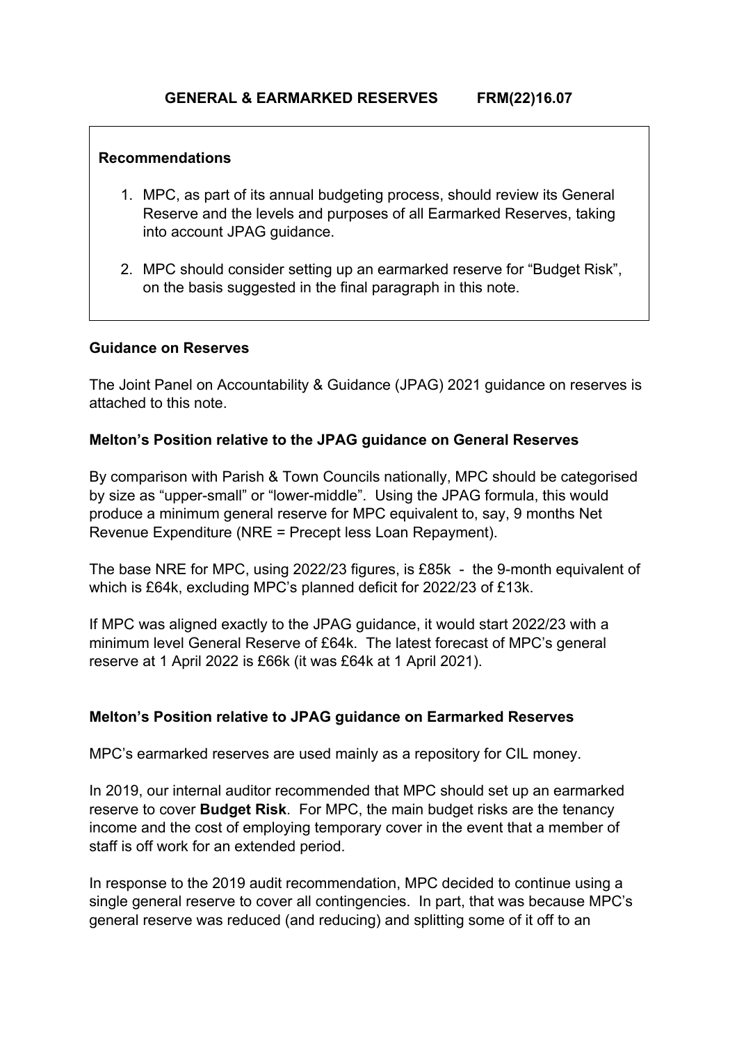## GENERAL & EARMARKED RESERVES FRM(22)16.07

**Recommendations**

1. MPC, as part of its annual budgeting process, should review its General Reserve and the levels and purposes of all Earmarked Reserves, taking into account JPAG guidance.

2. MPC should consider setting up an earmarked reserve for "Budget Risk", on the basis suggested in the final paragraph in this note.

**Guidance on Reserves**

The Joint Panel on Accountability & Guidance (JPAG) 2021 guidance on reserves is attached to this note.

**Melton's Position relative to the JPAG guidance on General Reserves**

By comparison with Parish & Town Councils nationally, MPC should be categorised by size as "upper-small" or "lower-middle". Using the JPAG formula, this would produce a minimum general reserve for MPC equivalent to, say, 9 months Net Revenue Expenditure (NRE = Precept less Loan Repayment).

The base NRE for MPC, using 2022/23 figures, is £85k - the 9-month equivalent of which is £64k, excluding MPC's planned deficit for 2022/23 of £13k.

If MPC was aligned exactly to the JPAG guidance, it would start 2022/23 with a minimum level General Reserve of £64k. The latest forecast of MPC's general reserve at 1 April 2022 is £66k (it was £64k at 1 April 2021).

**Melton's Position relative to JPAG guidance on Earmarked Reserves**

MPC's earmarked reserves are used mainly as a repository for CIL money.

In 2019, our internal auditor recommended that MPC should set up an earmarked reserve to cover **Budget Risk**. For MPC, the main budget risks are the tenancy income and the cost of employing temporary cover in the event that a member of staff is off work for an extended period.

In response to the 2019 audit recommendation, MPC decided to continue using a single general reserve to cover all contingencies. In part, that was because MPC's general reserve was reduced (and reducing) and splitting some of it off to an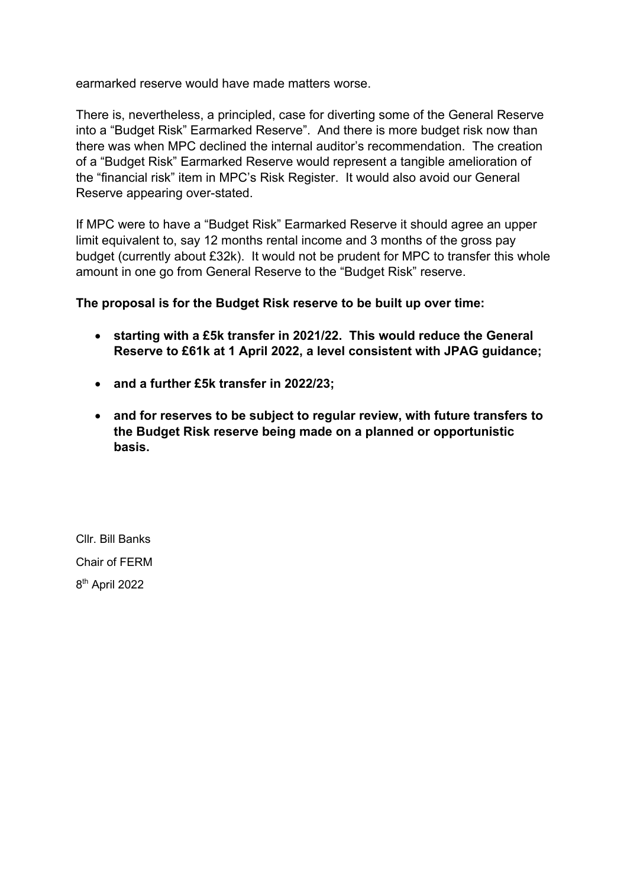earmarked reserve would have made matters worse.

There is, nevertheless, a principled, case for diverting some of the General Reserve into a "Budget Risk" Earmarked Reserve". And there is more budget risk now than there was when MPC declined the internal auditor's recommendation. The creation of a "Budget Risk" Earmarked Reserve would represent a tangible amelioration of the "financial risk" item in MPC's Risk Register. It would also avoid our General Reserve appearing over-stated.

If MPC were to have a "Budget Risk" Earmarked Reserve it should agree an upper limit equivalent to, say 12 months rental income and 3 months of the gross pay budget (currently about £32k). It would not be prudent for MPC to transfer this whole amount in one go from General Reserve to the "Budget Risk" reserve.

**The proposal is for the Budget Risk reserve to be built up over time:**

- **starting with a £5k transfer in 2021/22. This would reduce the General Reserve to £61k at 1 April 2022, a level consistent with JPAG guidance;**
- **and a further £5k transfer in 2022/23;**
- **and for reserves to be subject to regular review, with future transfers to the Budget Risk reserve being made on a planned or opportunistic basis.**

Cllr. Bill Banks

Chair of FERM

8th April 2022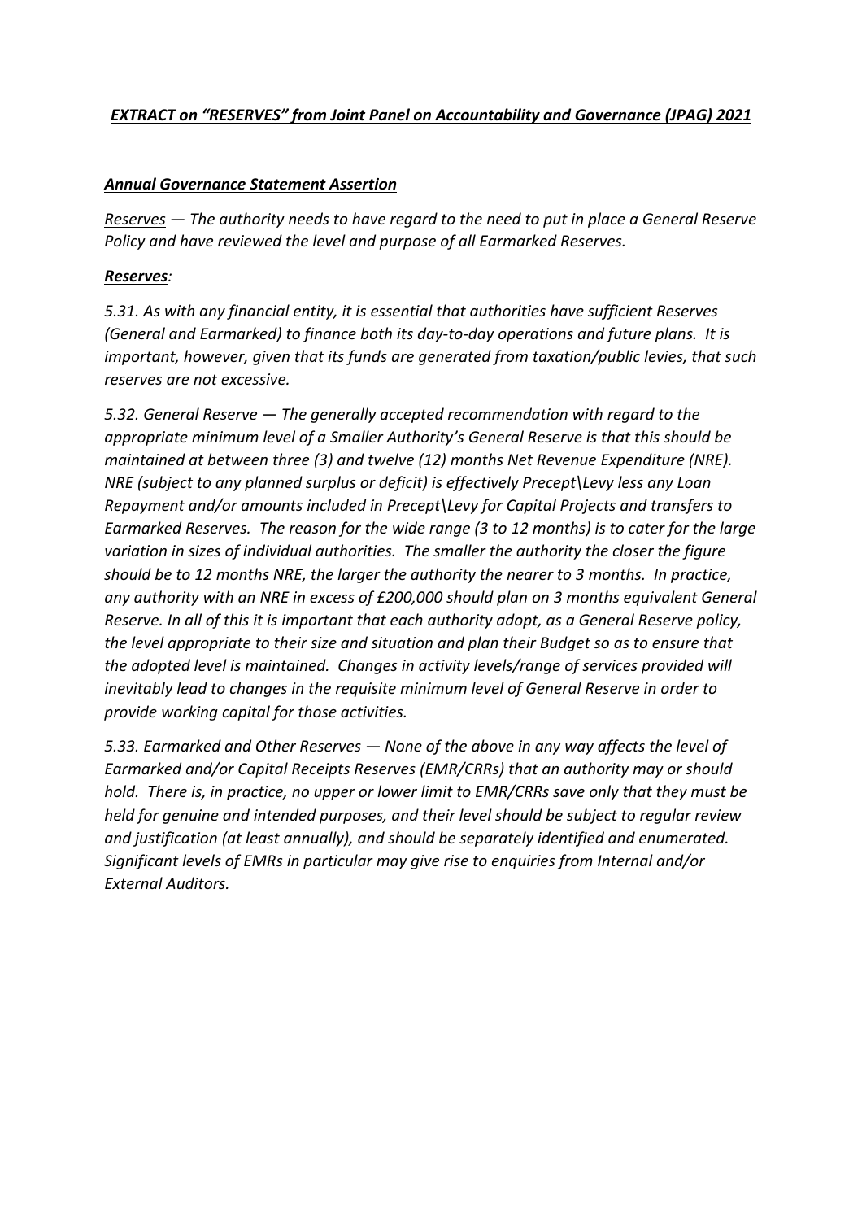***EXTRACT on "RESERVES" from Joint Panel on Accountability and Governance (JPAG) 2021***

***Annual Governance Statement Assertion***

*Reserves — The authority needs to have regard to the need to put in place a General Reserve Policy and have reviewed the level and purpose of all Earmarked Reserves.*

***Reserves:***

*5.31. As with any financial entity, it is essential that authorities have sufficient Reserves (General and Earmarked) to finance both its day-to-day operations and future plans. It is important, however, given that its funds are generated from taxation/public levies, that such reserves are not excessive.*

*5.32. General Reserve — The generally accepted recommendation with regard to the appropriate minimum level of a Smaller Authority's General Reserve is that this should be maintained at between three (3) and twelve (12) months Net Revenue Expenditure (NRE). NRE (subject to any planned surplus or deficit) is effectively Precept\Levy less any Loan Repayment and/or amounts included in Precept\Levy for Capital Projects and transfers to Earmarked Reserves. The reason for the wide range (3 to 12 months) is to cater for the large variation in sizes of individual authorities. The smaller the authority the closer the figure should be to 12 months NRE, the larger the authority the nearer to 3 months. In practice, any authority with an NRE in excess of £200,000 should plan on 3 months equivalent General Reserve. In all of this it is important that each authority adopt, as a General Reserve policy, the level appropriate to their size and situation and plan their Budget so as to ensure that the adopted level is maintained. Changes in activity levels/range of services provided will inevitably lead to changes in the requisite minimum level of General Reserve in order to provide working capital for those activities.*

*5.33. Earmarked and Other Reserves — None of the above in any way affects the level of Earmarked and/or Capital Receipts Reserves (EMR/CRRs) that an authority may or should hold. There is, in practice, no upper or lower limit to EMR/CRRs save only that they must be held for genuine and intended purposes, and their level should be subject to regular review and justification (at least annually), and should be separately identified and enumerated. Significant levels of EMRs in particular may give rise to enquiries from Internal and/or External Auditors.*